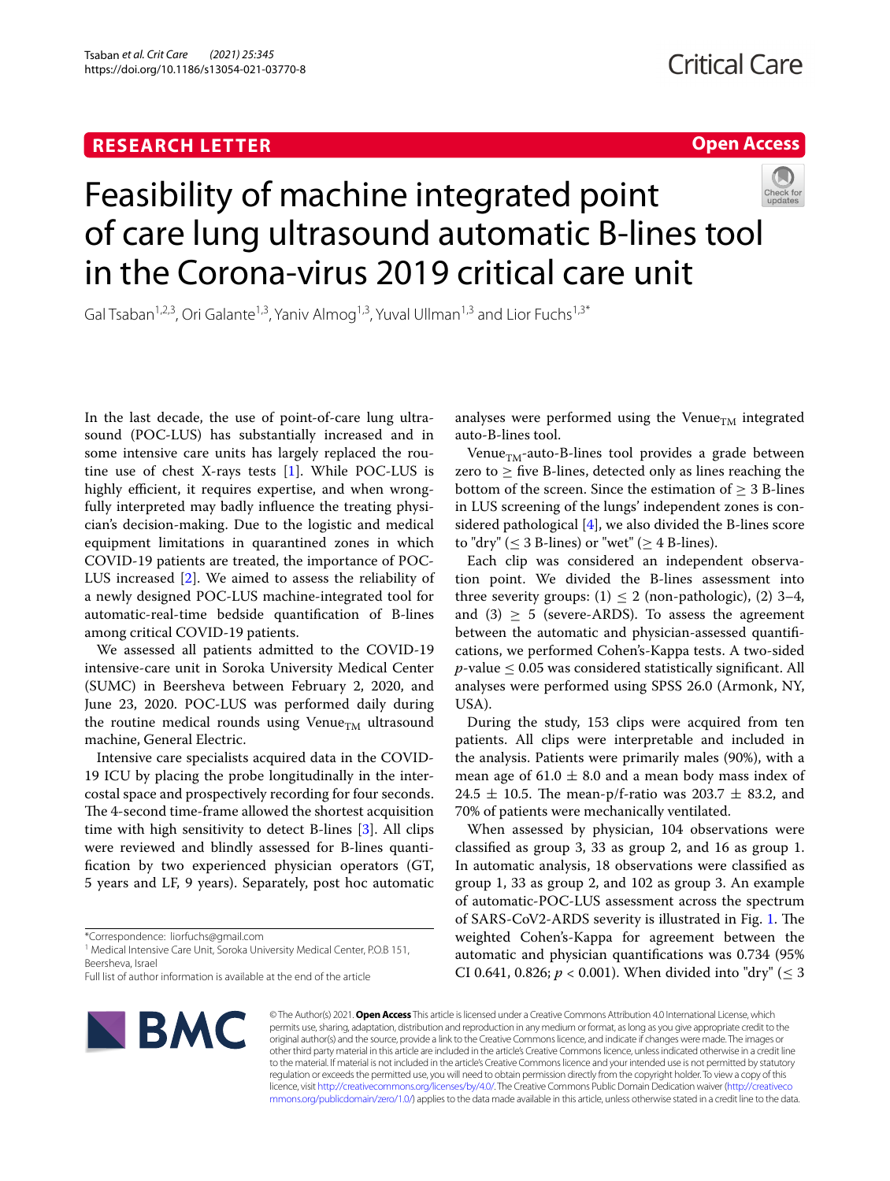RESEARCH LETTER

Open Access

# Feasibility of machine integrated point of care lung ultrasound automatic B-lines tool in the Corona-virus 2019 critical care unit

Gal Tsaban[1,2,3], Ori Galante[1,3], Yaniv Almog[1,3], Yuval Ullman[1,3] and Lior Fuchs[1,3*]

In the last decade, the use of point-of-care lung ultrasound (POC-LUS) has substantially increased and in some intensive care units has largely replaced the routine use of chest X-rays tests [1]. While POC-LUS is highly efficient, it requires expertise, and when wrongfully interpreted may badly influence the treating physician's decision-making. Due to the logistic and medical equipment limitations in quarantined zones in which COVID-19 patients are treated, the importance of POC-LUS increased [2]. We aimed to assess the reliability of a newly designed POC-LUS machine-integrated tool for automatic-real-time bedside quantification of B-lines among critical COVID-19 patients.

We assessed all patients admitted to the COVID-19 intensive-care unit in Soroka University Medical Center (SUMC) in Beersheva between February 2, 2020, and June 23, 2020. POC-LUS was performed daily during the routine medical rounds using $\text{Venue}_{\text{TM}}$ ultrasound machine, General Electric.

Intensive care specialists acquired data in the COVID-19 ICU by placing the probe longitudinally in the intercostal space and prospectively recording for four seconds. The 4-second time-frame allowed the shortest acquisition time with high sensitivity to detect B-lines [3]. All clips were reviewed and blindly assessed for B-lines quantification by two experienced physician operators (GT, 5 years and LF, 9 years). Separately, post hoc automatic analyses were performed using the $\text{Venue}_{\text{TM}}$ integrated auto-B-lines tool.

$\text{Venue}_{\text{TM}}$-auto-B-lines tool provides a grade between zero to $\geq$ five B-lines, detected only as lines reaching the bottom of the screen. Since the estimation of $\geq$ 3 B-lines in LUS screening of the lungs' independent zones is considered pathological [4], we also divided the B-lines score to "dry" ($\leq$ 3 B-lines) or "wet" ($\geq$ 4 B-lines).

Each clip was considered an independent observation point. We divided the B-lines assessment into three severity groups: (1) $\leq$ 2 (non-pathologic), (2) 3–4, and (3) $\geq$ 5 (severe-ARDS). To assess the agreement between the automatic and physician-assessed quantifications, we performed Cohen's-Kappa tests. A two-sided $p$-value $\leq$ 0.05 was considered statistically significant. All analyses were performed using SPSS 26.0 (Armonk, NY, USA).

During the study, 153 clips were acquired from ten patients. All clips were interpretable and included in the analysis. Patients were primarily males (90%), with a mean age of 61.0 $\pm$ 8.0 and a mean body mass index of 24.5 $\pm$ 10.5. The mean-p/f-ratio was 203.7 $\pm$ 83.2, and 70% of patients were mechanically ventilated.

When assessed by physician, 104 observations were classified as group 3, 33 as group 2, and 16 as group 1. In automatic analysis, 18 observations were classified as group 1, 33 as group 2, and 102 as group 3. An example of automatic-POC-LUS assessment across the spectrum of SARS-CoV2-ARDS severity is illustrated in Fig. 1. The weighted Cohen's-Kappa for agreement between the automatic and physician quantifications was 0.734 (95% CI 0.641, 0.826; $p$ < 0.001). When divided into "dry" ($\leq$ 3

*Correspondence: liorfuchs@gmail.com
[1] Medical Intensive Care Unit, Soroka University Medical Center, P.O.B 151, Beersheva, Israel
Full list of author information is available at the end of the article

© The Author(s) 2021. **Open Access** This article is licensed under a Creative Commons Attribution 4.0 International License, which permits use, sharing, adaptation, distribution and reproduction in any medium or format, as long as you give appropriate credit to the original author(s) and the source, provide a link to the Creative Commons licence, and indicate if changes were made. The images or other third party material in this article are included in the article's Creative Commons licence, unless indicated otherwise in a credit line to the material. If material is not included in the article's Creative Commons licence and your intended use is not permitted by statutory regulation or exceeds the permitted use, you will need to obtain permission directly from the copyright holder. To view a copy of this licence, visit http://creativecommons.org/licenses/by/4.0/. The Creative Commons Public Domain Dedication waiver (http://creativecommons.org/publicdomain/zero/1.0/) applies to the data made available in this article, unless otherwise stated in a credit line to the data.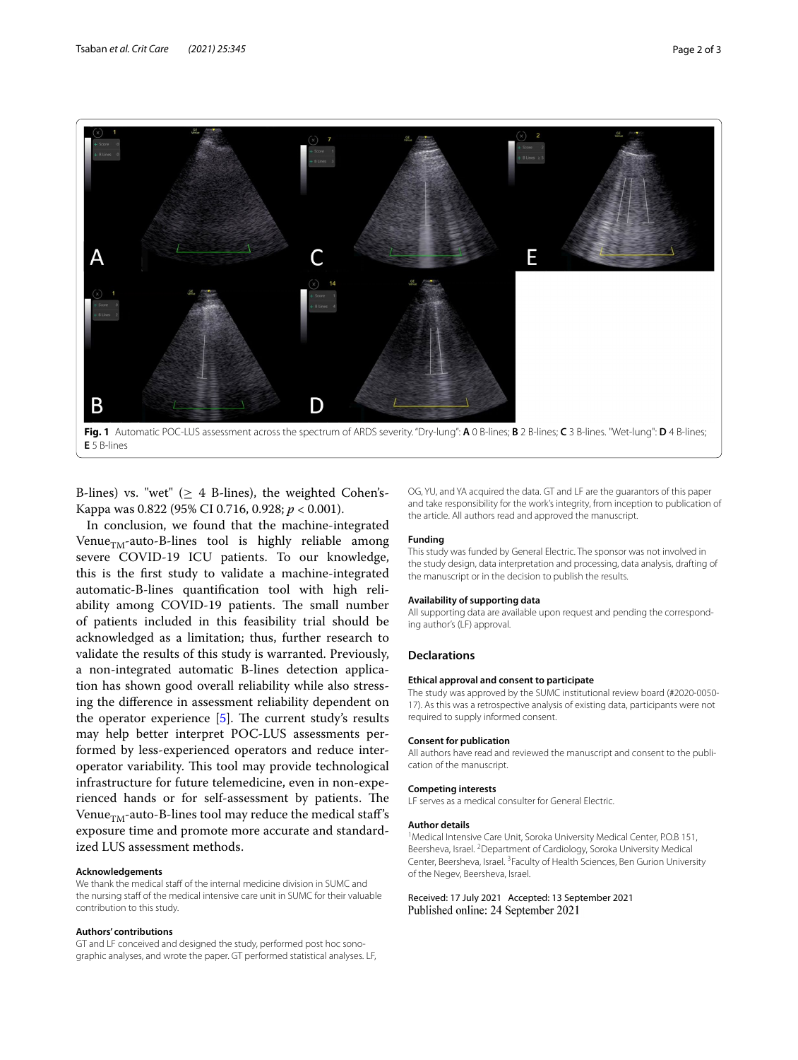**Fig. 1** Automatic POC-LUS assessment across the spectrum of ARDS severity. "Dry-lung": **A** 0 B-lines; **B** 2 B-lines; **C** 3 B-lines. "Wet-lung": **D** 4 B-lines; **E** 5 B-lines

B-lines) vs. "wet" ($\geq$ 4 B-lines), the weighted Cohen's-Kappa was 0.822 (95% CI 0.716, 0.928; $p < 0.001$).

In conclusion, we found that the machine-integrated Venue$_{TM}$-auto-B-lines tool is highly reliable among severe COVID-19 ICU patients. To our knowledge, this is the first study to validate a machine-integrated automatic-B-lines quantification tool with high reliability among COVID-19 patients. The small number of patients included in this feasibility trial should be acknowledged as a limitation; thus, further research to validate the results of this study is warranted. Previously, a non-integrated automatic B-lines detection application has shown good overall reliability while also stressing the difference in assessment reliability dependent on the operator experience [5]. The current study's results may help better interpret POC-LUS assessments performed by less-experienced operators and reduce inter-operator variability. This tool may provide technological infrastructure for future telemedicine, even in non-experienced hands or for self-assessment by patients. The Venue$_{TM}$-auto-B-lines tool may reduce the medical staff's exposure time and promote more accurate and standardized LUS assessment methods.

#### Acknowledgements

We thank the medical staff of the internal medicine division in SUMC and the nursing staff of the medical intensive care unit in SUMC for their valuable contribution to this study.

#### Authors' contributions

GT and LF conceived and designed the study, performed post hoc sonographic analyses, and wrote the paper. GT performed statistical analyses. LF, OG, YU, and YA acquired the data. GT and LF are the guarantors of this paper and take responsibility for the work's integrity, from inception to publication of the article. All authors read and approved the manuscript.

#### Funding

This study was funded by General Electric. The sponsor was not involved in the study design, data interpretation and processing, data analysis, drafting of the manuscript or in the decision to publish the results.

#### Availability of supporting data

All supporting data are available upon request and pending the corresponding author's (LF) approval.

### Declarations

#### Ethical approval and consent to participate

The study was approved by the SUMC institutional review board (#2020-0050-17). As this was a retrospective analysis of existing data, participants were not required to supply informed consent.

#### Consent for publication

All authors have read and reviewed the manuscript and consent to the publication of the manuscript.

#### Competing interests

LF serves as a medical consulter for General Electric.

#### Author details

[1] Medical Intensive Care Unit, Soroka University Medical Center, P.O.B 151, Beersheva, Israel. [2] Department of Cardiology, Soroka University Medical Center, Beersheva, Israel. [3] Faculty of Health Sciences, Ben Gurion University of the Negev, Beersheva, Israel.

Received: 17 July 2021 Accepted: 13 September 2021
Published online: 24 September 2021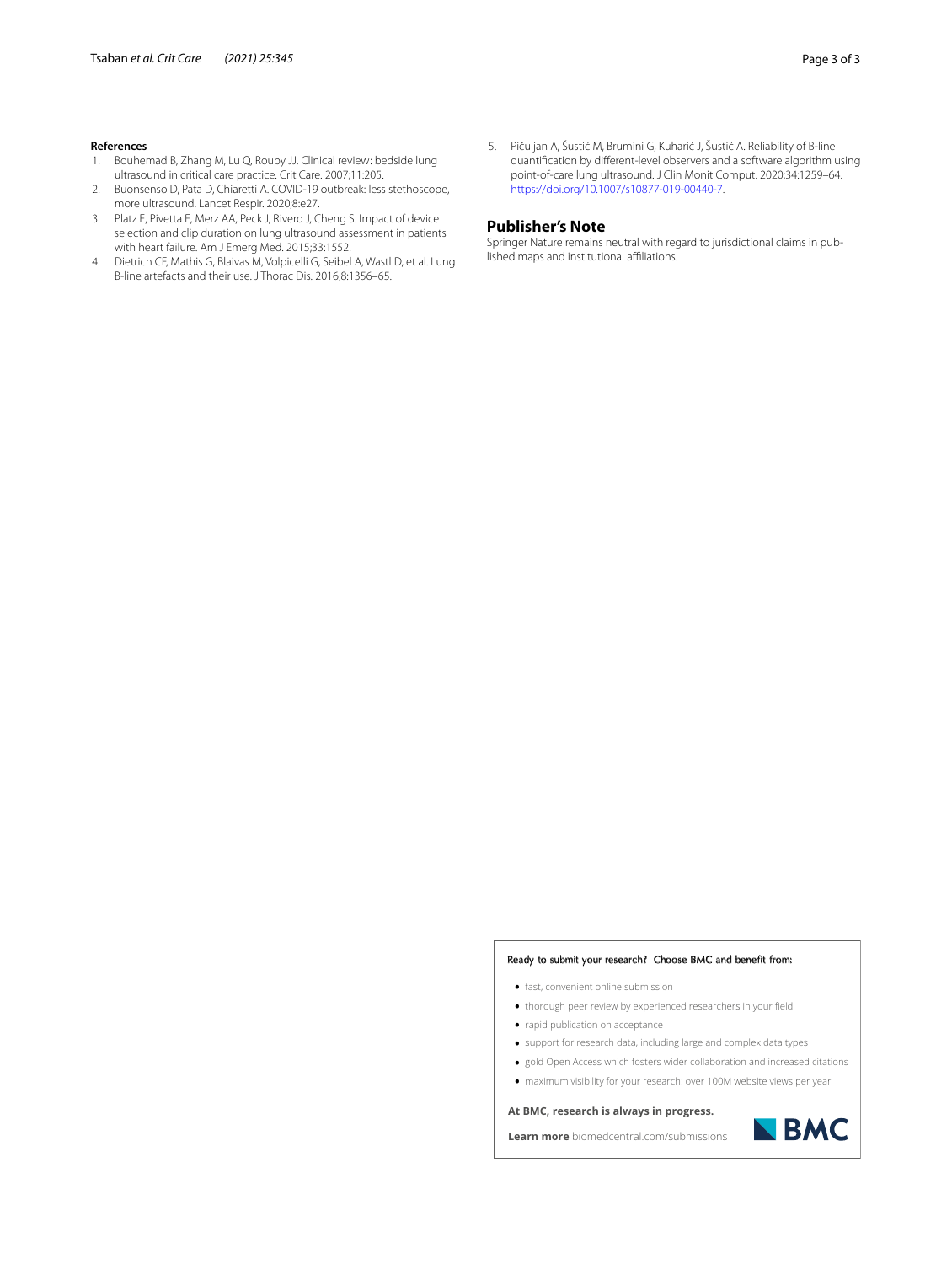## References

1. Bouhemad B, Zhang M, Lu Q, Rouby JJ. Clinical review: bedside lung ultrasound in critical care practice. Crit Care. 2007;11:205.
2. Buonsenso D, Pata D, Chiaretti A. COVID-19 outbreak: less stethoscope, more ultrasound. Lancet Respir. 2020;8:e27.
3. Platz E, Pivetta E, Merz AA, Peck J, Rivero J, Cheng S. Impact of device selection and clip duration on lung ultrasound assessment in patients with heart failure. Am J Emerg Med. 2015;33:1552.
4. Dietrich CF, Mathis G, Blaivas M, Volpicelli G, Seibel A, Wastl D, et al. Lung B-line artefacts and their use. J Thorac Dis. 2016;8:1356–65.
5. Pičuljan A, Šustić M, Brumini G, Kuharić J, Šustić A. Reliability of B-line quantification by different-level observers and a software algorithm using point-of-care lung ultrasound. J Clin Monit Comput. 2020;34:1259–64. https://doi.org/10.1007/s10877-019-00440-7.

## Publisher's Note

Springer Nature remains neutral with regard to jurisdictional claims in published maps and institutional affiliations.

Ready to submit your research? Choose BMC and benefit from:

- fast, convenient online submission
- thorough peer review by experienced researchers in your field
- rapid publication on acceptance
- support for research data, including large and complex data types
- gold Open Access which fosters wider collaboration and increased citations
- maximum visibility for your research: over 100M website views per year

**At BMC, research is always in progress.**

**Learn more** biomedcentral.com/submissions

BMC